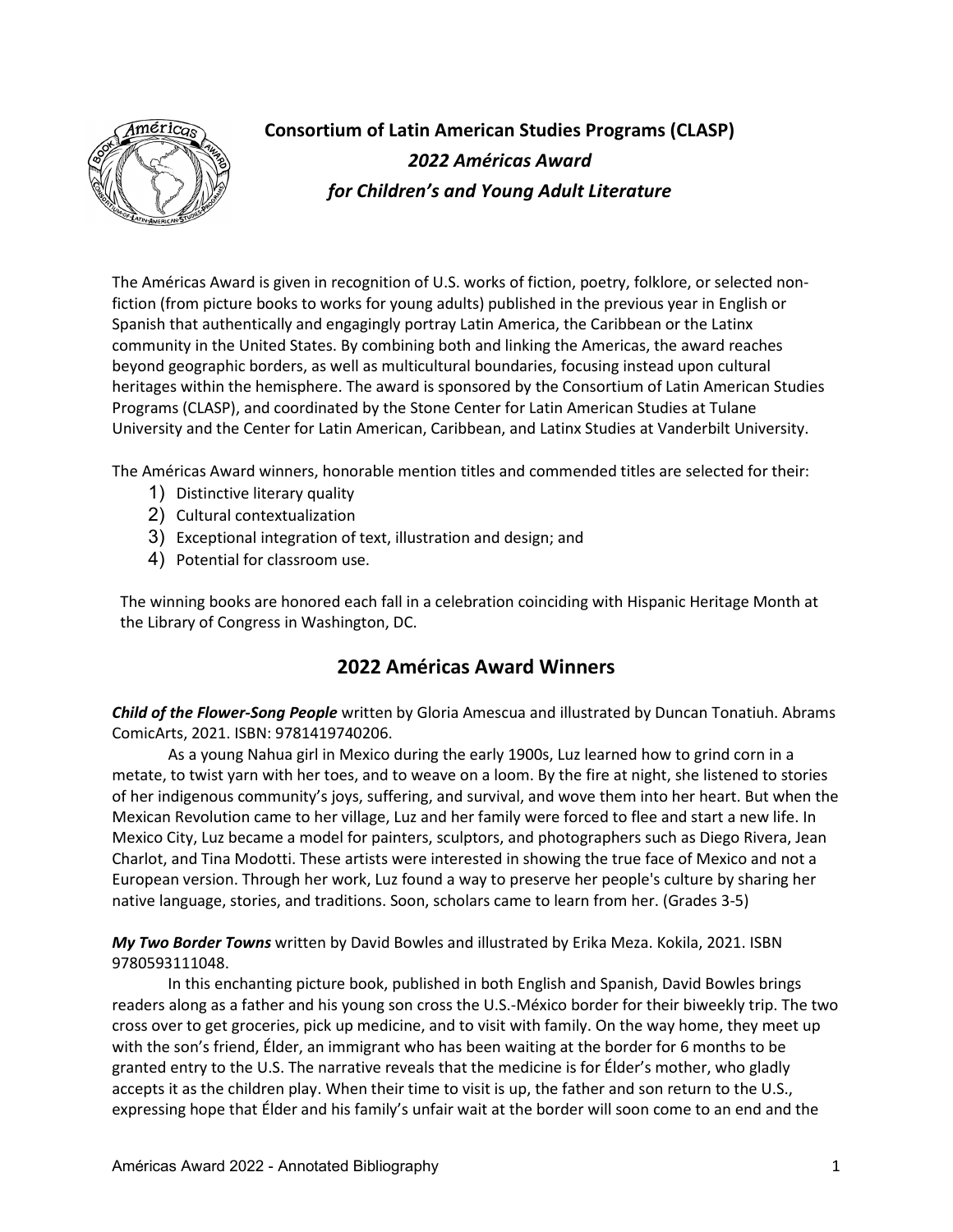# Consortium of Latin American Studies Programs (CLASP)
## *2022 Américas Award for Children's and Young Adult Literature*

The Américas Award is given in recognition of U.S. works of fiction, poetry, folklore, or selected non-fiction (from picture books to works for young adults) published in the previous year in English or Spanish that authentically and engagingly portray Latin America, the Caribbean or the Latinx community in the United States. By combining both and linking the Americas, the award reaches beyond geographic borders, as well as multicultural boundaries, focusing instead upon cultural heritages within the hemisphere. The award is sponsored by the Consortium of Latin American Studies Programs (CLASP), and coordinated by the Stone Center for Latin American Studies at Tulane University and the Center for Latin American, Caribbean, and Latinx Studies at Vanderbilt University.

The Américas Award winners, honorable mention titles and commended titles are selected for their:

1) Distinctive literary quality
2) Cultural contextualization
3) Exceptional integration of text, illustration and design; and
4) Potential for classroom use.

The winning books are honored each fall in a celebration coinciding with Hispanic Heritage Month at the Library of Congress in Washington, DC.

## 2022 Américas Award Winners

***Child of the Flower-Song People*** written by Gloria Amescua and illustrated by Duncan Tonatiuh. Abrams ComicArts, 2021. ISBN: 9781419740206.

As a young Nahua girl in Mexico during the early 1900s, Luz learned how to grind corn in a metate, to twist yarn with her toes, and to weave on a loom. By the fire at night, she listened to stories of her indigenous community's joys, suffering, and survival, and wove them into her heart. But when the Mexican Revolution came to her village, Luz and her family were forced to flee and start a new life. In Mexico City, Luz became a model for painters, sculptors, and photographers such as Diego Rivera, Jean Charlot, and Tina Modotti. These artists were interested in showing the true face of Mexico and not a European version. Through her work, Luz found a way to preserve her people's culture by sharing her native language, stories, and traditions. Soon, scholars came to learn from her. (Grades 3-5)

***My Two Border Towns*** written by David Bowles and illustrated by Erika Meza. Kokila, 2021. ISBN 9780593111048.

In this enchanting picture book, published in both English and Spanish, David Bowles brings readers along as a father and his young son cross the U.S.-México border for their biweekly trip. The two cross over to get groceries, pick up medicine, and to visit with family. On the way home, they meet up with the son's friend, Élder, an immigrant who has been waiting at the border for 6 months to be granted entry to the U.S. The narrative reveals that the medicine is for Élder's mother, who gladly accepts it as the children play. When their time to visit is up, the father and son return to the U.S., expressing hope that Élder and his family's unfair wait at the border will soon come to an end and the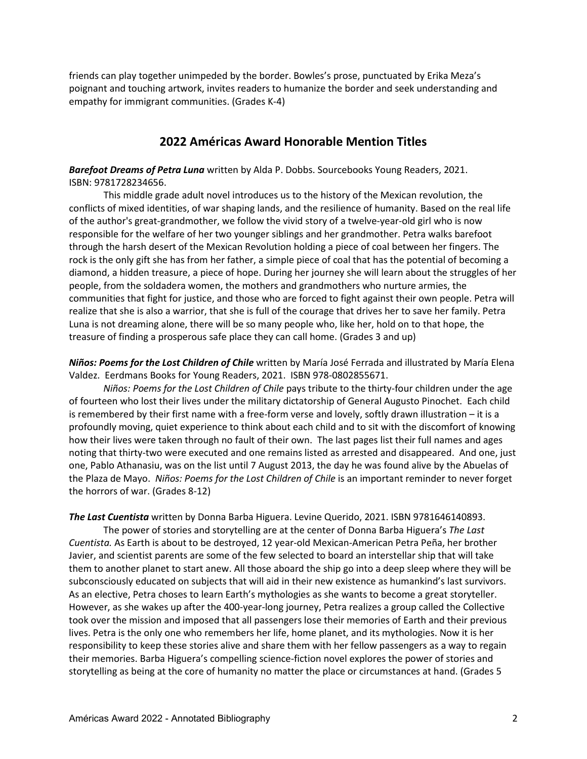friends can play together unimpeded by the border. Bowles's prose, punctuated by Erika Meza's poignant and touching artwork, invites readers to humanize the border and seek understanding and empathy for immigrant communities. (Grades K-4)

## 2022 Américas Award Honorable Mention Titles

***Barefoot Dreams of Petra Luna*** written by Alda P. Dobbs. Sourcebooks Young Readers, 2021. ISBN: 9781728234656.

This middle grade adult novel introduces us to the history of the Mexican revolution, the conflicts of mixed identities, of war shaping lands, and the resilience of humanity. Based on the real life of the author's great-grandmother, we follow the vivid story of a twelve-year-old girl who is now responsible for the welfare of her two younger siblings and her grandmother. Petra walks barefoot through the harsh desert of the Mexican Revolution holding a piece of coal between her fingers. The rock is the only gift she has from her father, a simple piece of coal that has the potential of becoming a diamond, a hidden treasure, a piece of hope. During her journey she will learn about the struggles of her people, from the soldadera women, the mothers and grandmothers who nurture armies, the communities that fight for justice, and those who are forced to fight against their own people. Petra will realize that she is also a warrior, that she is full of the courage that drives her to save her family. Petra Luna is not dreaming alone, there will be so many people who, like her, hold on to that hope, the treasure of finding a prosperous safe place they can call home. (Grades 3 and up)

***Niños: Poems for the Lost Children of Chile*** written by María José Ferrada and illustrated by María Elena Valdez. Eerdmans Books for Young Readers, 2021. ISBN 978-0802855671.

*Niños: Poems for the Lost Children of Chile* pays tribute to the thirty-four children under the age of fourteen who lost their lives under the military dictatorship of General Augusto Pinochet. Each child is remembered by their first name with a free-form verse and lovely, softly drawn illustration – it is a profoundly moving, quiet experience to think about each child and to sit with the discomfort of knowing how their lives were taken through no fault of their own. The last pages list their full names and ages noting that thirty-two were executed and one remains listed as arrested and disappeared. And one, just one, Pablo Athanasiu, was on the list until 7 August 2013, the day he was found alive by the Abuelas of the Plaza de Mayo. *Niños: Poems for the Lost Children of Chile* is an important reminder to never forget the horrors of war. (Grades 8-12)

***The Last Cuentista*** written by Donna Barba Higuera. Levine Querido, 2021. ISBN 9781646140893.

The power of stories and storytelling are at the center of Donna Barba Higuera's *The Last Cuentista.* As Earth is about to be destroyed, 12 year-old Mexican-American Petra Peña, her brother Javier, and scientist parents are some of the few selected to board an interstellar ship that will take them to another planet to start anew. All those aboard the ship go into a deep sleep where they will be subconsciously educated on subjects that will aid in their new existence as humankind's last survivors. As an elective, Petra choses to learn Earth's mythologies as she wants to become a great storyteller. However, as she wakes up after the 400-year-long journey, Petra realizes a group called the Collective took over the mission and imposed that all passengers lose their memories of Earth and their previous lives. Petra is the only one who remembers her life, home planet, and its mythologies. Now it is her responsibility to keep these stories alive and share them with her fellow passengers as a way to regain their memories. Barba Higuera's compelling science-fiction novel explores the power of stories and storytelling as being at the core of humanity no matter the place or circumstances at hand. (Grades 5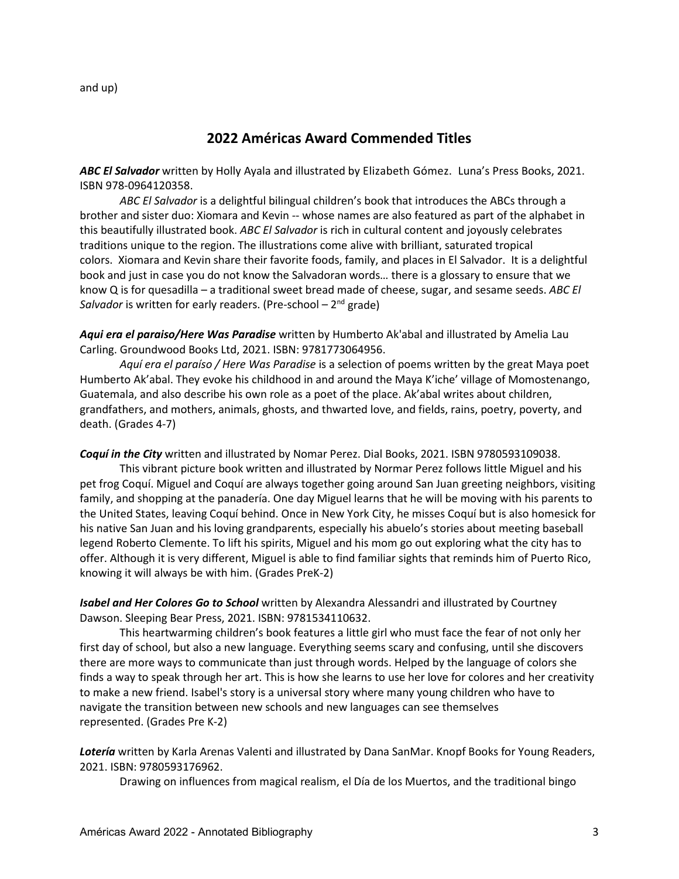and up)

## 2022 Américas Award Commended Titles

***ABC El Salvador*** written by Holly Ayala and illustrated by Elizabeth Gómez. Luna's Press Books, 2021. ISBN 978-0964120358.

*ABC El Salvador* is a delightful bilingual children's book that introduces the ABCs through a brother and sister duo: Xiomara and Kevin -- whose names are also featured as part of the alphabet in this beautifully illustrated book. *ABC El Salvador* is rich in cultural content and joyously celebrates traditions unique to the region. The illustrations come alive with brilliant, saturated tropical colors. Xiomara and Kevin share their favorite foods, family, and places in El Salvador. It is a delightful book and just in case you do not know the Salvadoran words… there is a glossary to ensure that we know Q is for quesadilla – a traditional sweet bread made of cheese, sugar, and sesame seeds. *ABC El Salvador* is written for early readers. (Pre-school – 2nd grade)

***Aqui era el paraiso/Here Was Paradise*** written by Humberto Ak'abal and illustrated by Amelia Lau Carling. Groundwood Books Ltd, 2021. ISBN: 9781773064956.

*Aquí era el paraíso / Here Was Paradise* is a selection of poems written by the great Maya poet Humberto Ak'abal. They evoke his childhood in and around the Maya K'iche' village of Momostenango, Guatemala, and also describe his own role as a poet of the place. Ak'abal writes about children, grandfathers, and mothers, animals, ghosts, and thwarted love, and fields, rains, poetry, poverty, and death. (Grades 4-7)

***Coquí in the City*** written and illustrated by Nomar Perez. Dial Books, 2021. ISBN 9780593109038.

This vibrant picture book written and illustrated by Normar Perez follows little Miguel and his pet frog Coquí. Miguel and Coquí are always together going around San Juan greeting neighbors, visiting family, and shopping at the panadería. One day Miguel learns that he will be moving with his parents to the United States, leaving Coquí behind. Once in New York City, he misses Coquí but is also homesick for his native San Juan and his loving grandparents, especially his abuelo's stories about meeting baseball legend Roberto Clemente. To lift his spirits, Miguel and his mom go out exploring what the city has to offer. Although it is very different, Miguel is able to find familiar sights that reminds him of Puerto Rico, knowing it will always be with him. (Grades PreK-2)

***Isabel and Her Colores Go to School*** written by Alexandra Alessandri and illustrated by Courtney Dawson. Sleeping Bear Press, 2021. ISBN: 9781534110632.

This heartwarming children's book features a little girl who must face the fear of not only her first day of school, but also a new language. Everything seems scary and confusing, until she discovers there are more ways to communicate than just through words. Helped by the language of colors she finds a way to speak through her art. This is how she learns to use her love for colores and her creativity to make a new friend. Isabel's story is a universal story where many young children who have to navigate the transition between new schools and new languages can see themselves represented. (Grades Pre K-2)

***Lotería*** written by Karla Arenas Valenti and illustrated by Dana SanMar. Knopf Books for Young Readers, 2021. ISBN: 9780593176962.

Drawing on influences from magical realism, el Día de los Muertos, and the traditional bingo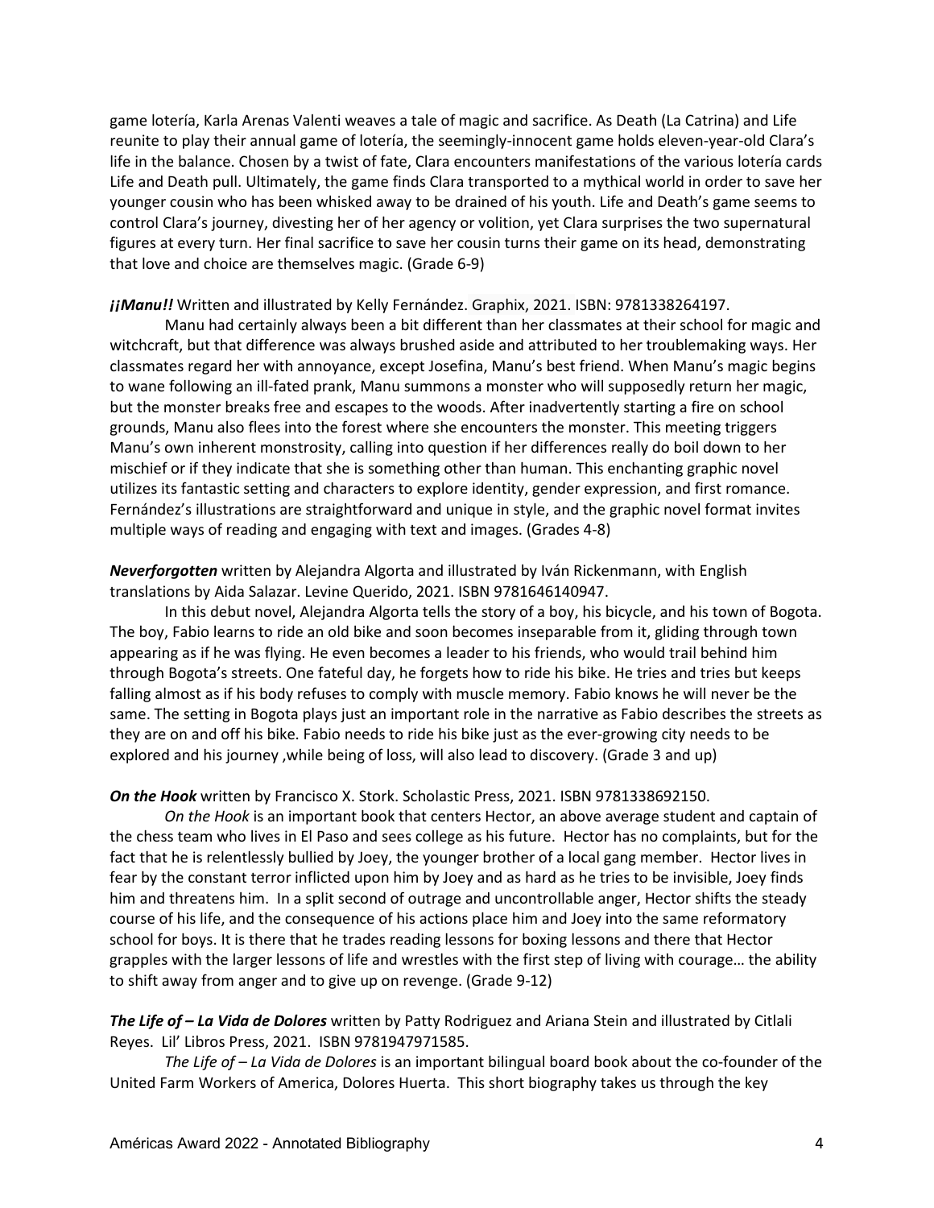game lotería, Karla Arenas Valenti weaves a tale of magic and sacrifice. As Death (La Catrina) and Life reunite to play their annual game of lotería, the seemingly-innocent game holds eleven-year-old Clara's life in the balance. Chosen by a twist of fate, Clara encounters manifestations of the various lotería cards Life and Death pull. Ultimately, the game finds Clara transported to a mythical world in order to save her younger cousin who has been whisked away to be drained of his youth. Life and Death's game seems to control Clara's journey, divesting her of her agency or volition, yet Clara surprises the two supernatural figures at every turn. Her final sacrifice to save her cousin turns their game on its head, demonstrating that love and choice are themselves magic. (Grade 6-9)

***¡¡Manu!!*** Written and illustrated by Kelly Fernández. Graphix, 2021. ISBN: 9781338264197.

Manu had certainly always been a bit different than her classmates at their school for magic and witchcraft, but that difference was always brushed aside and attributed to her troublemaking ways. Her classmates regard her with annoyance, except Josefina, Manu's best friend. When Manu's magic begins to wane following an ill-fated prank, Manu summons a monster who will supposedly return her magic, but the monster breaks free and escapes to the woods. After inadvertently starting a fire on school grounds, Manu also flees into the forest where she encounters the monster. This meeting triggers Manu's own inherent monstrosity, calling into question if her differences really do boil down to her mischief or if they indicate that she is something other than human. This enchanting graphic novel utilizes its fantastic setting and characters to explore identity, gender expression, and first romance. Fernández's illustrations are straightforward and unique in style, and the graphic novel format invites multiple ways of reading and engaging with text and images. (Grades 4-8)

***Neverforgotten*** written by Alejandra Algorta and illustrated by Iván Rickenmann, with English translations by Aida Salazar. Levine Querido, 2021. ISBN 9781646140947.

In this debut novel, Alejandra Algorta tells the story of a boy, his bicycle, and his town of Bogota. The boy, Fabio learns to ride an old bike and soon becomes inseparable from it, gliding through town appearing as if he was flying. He even becomes a leader to his friends, who would trail behind him through Bogota's streets. One fateful day, he forgets how to ride his bike. He tries and tries but keeps falling almost as if his body refuses to comply with muscle memory. Fabio knows he will never be the same. The setting in Bogota plays just an important role in the narrative as Fabio describes the streets as they are on and off his bike. Fabio needs to ride his bike just as the ever-growing city needs to be explored and his journey ,while being of loss, will also lead to discovery. (Grade 3 and up)

***On the Hook*** written by Francisco X. Stork. Scholastic Press, 2021. ISBN 9781338692150.

*On the Hook* is an important book that centers Hector, an above average student and captain of the chess team who lives in El Paso and sees college as his future. Hector has no complaints, but for the fact that he is relentlessly bullied by Joey, the younger brother of a local gang member. Hector lives in fear by the constant terror inflicted upon him by Joey and as hard as he tries to be invisible, Joey finds him and threatens him. In a split second of outrage and uncontrollable anger, Hector shifts the steady course of his life, and the consequence of his actions place him and Joey into the same reformatory school for boys. It is there that he trades reading lessons for boxing lessons and there that Hector grapples with the larger lessons of life and wrestles with the first step of living with courage… the ability to shift away from anger and to give up on revenge. (Grade 9-12)

***The Life of – La Vida de Dolores*** written by Patty Rodriguez and Ariana Stein and illustrated by Citlali Reyes. Lil' Libros Press, 2021. ISBN 9781947971585.

*The Life of – La Vida de Dolores* is an important bilingual board book about the co-founder of the United Farm Workers of America, Dolores Huerta. This short biography takes us through the key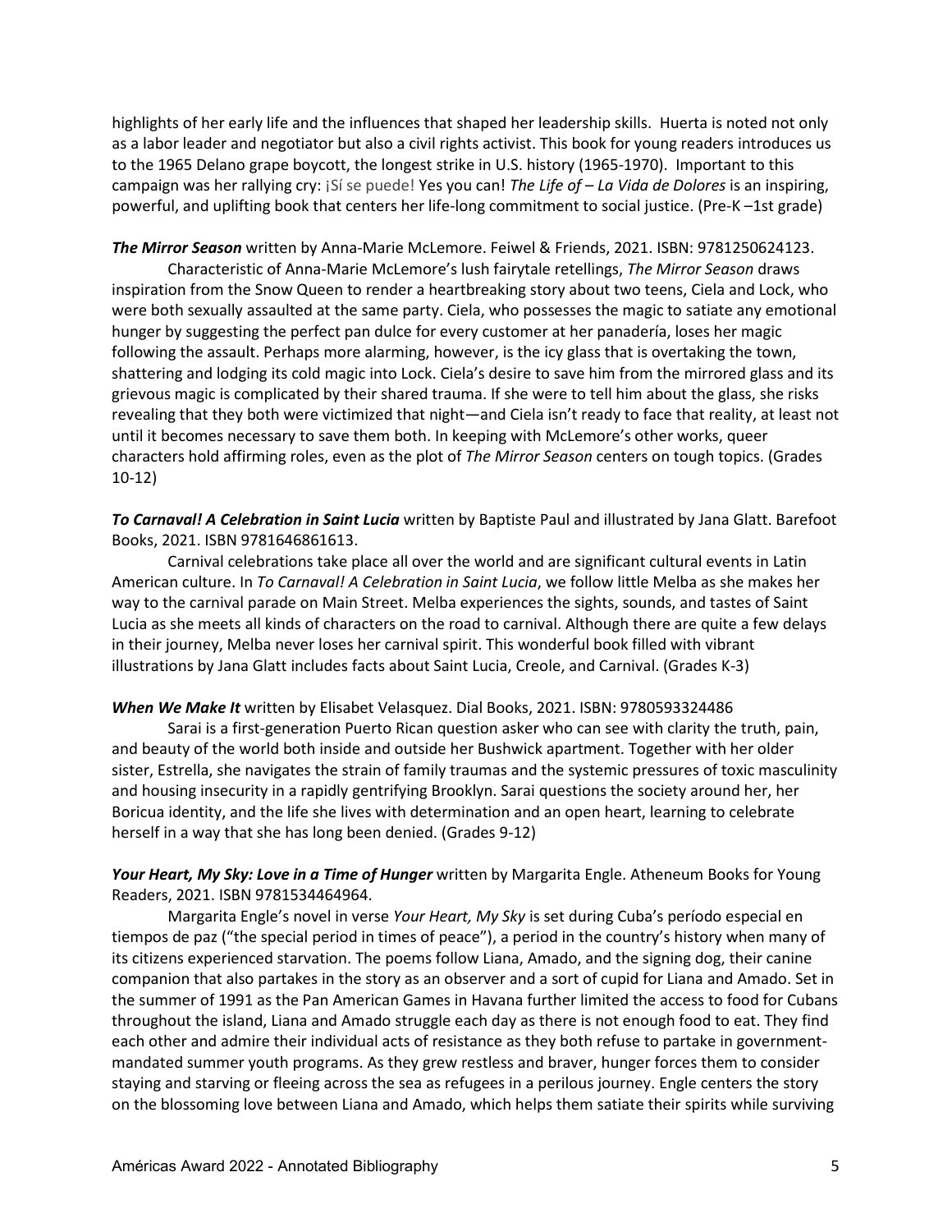highlights of her early life and the influences that shaped her leadership skills. Huerta is noted not only as a labor leader and negotiator but also a civil rights activist. This book for young readers introduces us to the 1965 Delano grape boycott, the longest strike in U.S. history (1965-1970). Important to this campaign was her rallying cry: ¡Sí se puede! Yes you can! *The Life of – La Vida de Dolores* is an inspiring, powerful, and uplifting book that centers her life-long commitment to social justice. (Pre-K –1st grade)

***The Mirror Season*** written by Anna-Marie McLemore. Feiwel & Friends, 2021. ISBN: 9781250624123.

Characteristic of Anna-Marie McLemore's lush fairytale retellings, *The Mirror Season* draws inspiration from the Snow Queen to render a heartbreaking story about two teens, Ciela and Lock, who were both sexually assaulted at the same party. Ciela, who possesses the magic to satiate any emotional hunger by suggesting the perfect pan dulce for every customer at her panadería, loses her magic following the assault. Perhaps more alarming, however, is the icy glass that is overtaking the town, shattering and lodging its cold magic into Lock. Ciela's desire to save him from the mirrored glass and its grievous magic is complicated by their shared trauma. If she were to tell him about the glass, she risks revealing that they both were victimized that night—and Ciela isn't ready to face that reality, at least not until it becomes necessary to save them both. In keeping with McLemore's other works, queer characters hold affirming roles, even as the plot of *The Mirror Season* centers on tough topics. (Grades 10-12)

***To Carnaval! A Celebration in Saint Lucia*** written by Baptiste Paul and illustrated by Jana Glatt. Barefoot Books, 2021. ISBN 9781646861613.

Carnival celebrations take place all over the world and are significant cultural events in Latin American culture. In *To Carnaval! A Celebration in Saint Lucia*, we follow little Melba as she makes her way to the carnival parade on Main Street. Melba experiences the sights, sounds, and tastes of Saint Lucia as she meets all kinds of characters on the road to carnival. Although there are quite a few delays in their journey, Melba never loses her carnival spirit. This wonderful book filled with vibrant illustrations by Jana Glatt includes facts about Saint Lucia, Creole, and Carnival. (Grades K-3)

***When We Make It*** written by Elisabet Velasquez. Dial Books, 2021. ISBN: 9780593324486

Sarai is a first-generation Puerto Rican question asker who can see with clarity the truth, pain, and beauty of the world both inside and outside her Bushwick apartment. Together with her older sister, Estrella, she navigates the strain of family traumas and the systemic pressures of toxic masculinity and housing insecurity in a rapidly gentrifying Brooklyn. Sarai questions the society around her, her Boricua identity, and the life she lives with determination and an open heart, learning to celebrate herself in a way that she has long been denied. (Grades 9-12)

***Your Heart, My Sky: Love in a Time of Hunger*** written by Margarita Engle. Atheneum Books for Young Readers, 2021. ISBN 9781534464964.

Margarita Engle's novel in verse *Your Heart, My Sky* is set during Cuba's período especial en tiempos de paz ("the special period in times of peace"), a period in the country's history when many of its citizens experienced starvation. The poems follow Liana, Amado, and the signing dog, their canine companion that also partakes in the story as an observer and a sort of cupid for Liana and Amado. Set in the summer of 1991 as the Pan American Games in Havana further limited the access to food for Cubans throughout the island, Liana and Amado struggle each day as there is not enough food to eat. They find each other and admire their individual acts of resistance as they both refuse to partake in government-mandated summer youth programs. As they grew restless and braver, hunger forces them to consider staying and starving or fleeing across the sea as refugees in a perilous journey. Engle centers the story on the blossoming love between Liana and Amado, which helps them satiate their spirits while surviving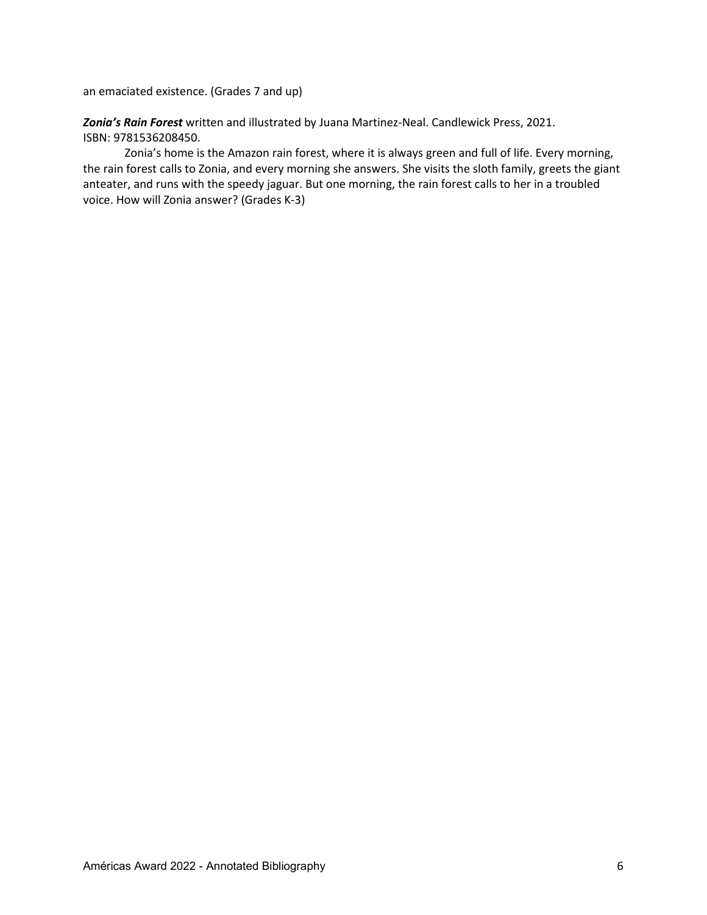an emaciated existence. (Grades 7 and up)

***Zonia's Rain Forest*** written and illustrated by Juana Martinez-Neal. Candlewick Press, 2021. ISBN: 9781536208450.

Zonia's home is the Amazon rain forest, where it is always green and full of life. Every morning, the rain forest calls to Zonia, and every morning she answers. She visits the sloth family, greets the giant anteater, and runs with the speedy jaguar. But one morning, the rain forest calls to her in a troubled voice. How will Zonia answer? (Grades K-3)